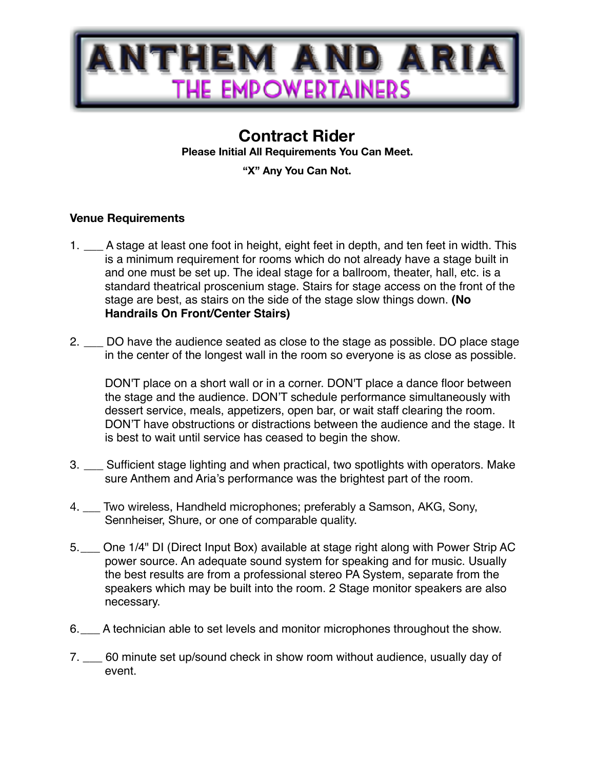# ANTHEM AND ARIA

## THE EMPOWERTAINERS

## Contract Rider

**Please Initial All Requirements You Can Meet.**

**"X" Any You Can Not.**

### Venue Requirements

1. ___ A stage at least one foot in height, eight feet in depth, and ten feet in width. This is a minimum requirement for rooms which do not already have a stage built in and one must be set up. The ideal stage for a ballroom, theater, hall, etc. is a standard theatrical proscenium stage. Stairs for stage access on the front of the stage are best, as stairs on the side of the stage slow things down. **(No Handrails On Front/Center Stairs)**

2. ___ DO have the audience seated as close to the stage as possible. DO place stage in the center of the longest wall in the room so everyone is as close as possible.

   DON'T place on a short wall or in a corner. DON'T place a dance floor between the stage and the audience. DON'T schedule performance simultaneously with dessert service, meals, appetizers, open bar, or wait staff clearing the room. DON'T have obstructions or distractions between the audience and the stage. It is best to wait until service has ceased to begin the show.

3. ___ Sufficient stage lighting and when practical, two spotlights with operators. Make sure Anthem and Aria's performance was the brightest part of the room.

4. ___ Two wireless, Handheld microphones; preferably a Samson, AKG, Sony, Sennheiser, Shure, or one of comparable quality.

5. ___ One 1/4" DI (Direct Input Box) available at stage right along with Power Strip AC power source. An adequate sound system for speaking and for music. Usually the best results are from a professional stereo PA System, separate from the speakers which may be built into the room. 2 Stage monitor speakers are also necessary.

6. ___ A technician able to set levels and monitor microphones throughout the show.

7. ___ 60 minute set up/sound check in show room without audience, usually day of event.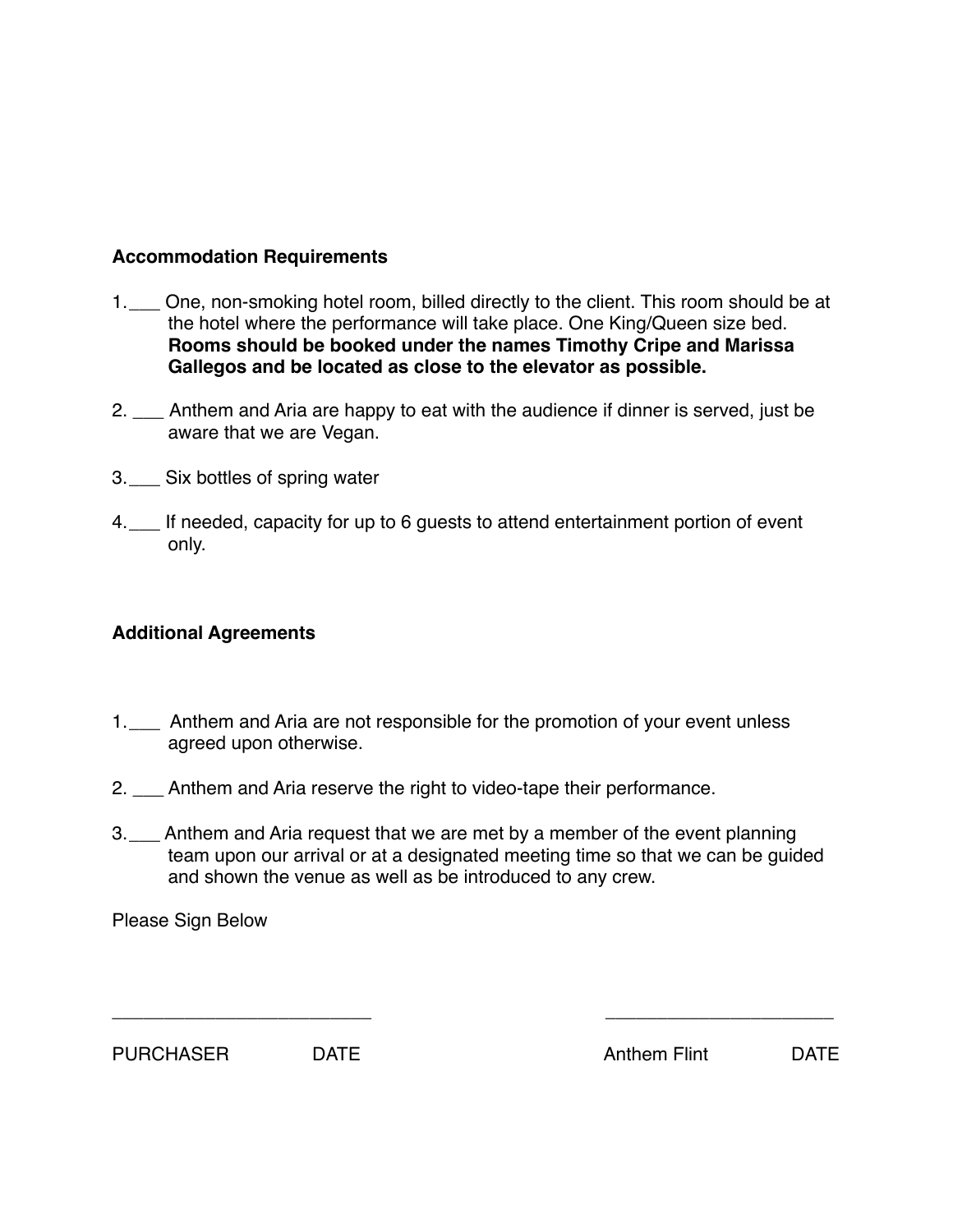**Accommodation Requirements**

1.___ One, non-smoking hotel room, billed directly to the client. This room should be at the hotel where the performance will take place. One King/Queen size bed. **Rooms should be booked under the names Timothy Cripe and Marissa Gallegos and be located as close to the elevator as possible.**

2. ___ Anthem and Aria are happy to eat with the audience if dinner is served, just be aware that we are Vegan.

3.___ Six bottles of spring water

4.___ If needed, capacity for up to 6 guests to attend entertainment portion of event only.

**Additional Agreements**

1.___ Anthem and Aria are not responsible for the promotion of your event unless agreed upon otherwise.

2. ___ Anthem and Aria reserve the right to video-tape their performance.

3.___ Anthem and Aria request that we are met by a member of the event planning team upon our arrival or at a designated meeting time so that we can be guided and shown the venue as well as be introduced to any crew.

Please Sign Below

_________________________ _______________________

PURCHASER DATE Anthem Flint DATE